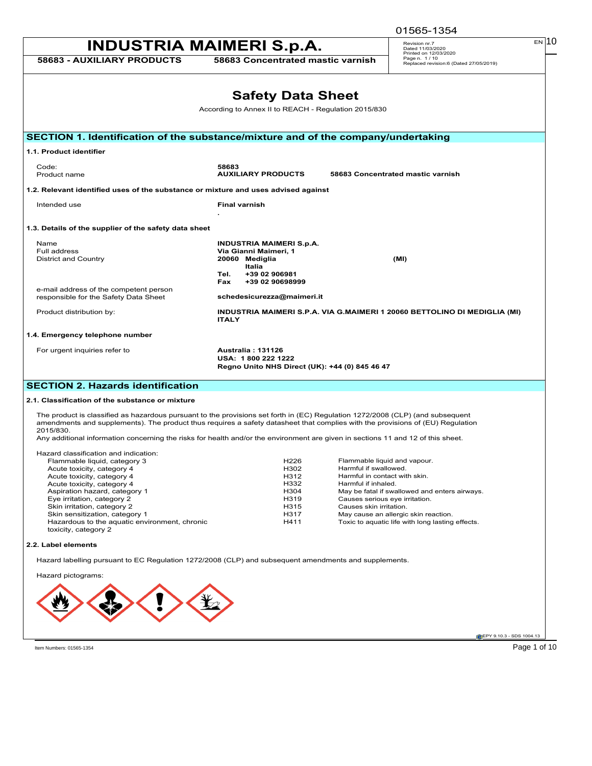# INDUSTRIA MAIMERI S.p.A.

**58683 - AUXILIARY PRODUCTS** **58683 Concentrated mastic varnish**

Revision nr.7
Dated 11/03/2020
Printed on 12/03/2020
Page n. 1 / 10
Replaced revision:6 (Dated 27/05/2019)

# Safety Data Sheet

According to Annex II to REACH - Regulation 2015/830

## SECTION 1. Identification of the substance/mixture and of the company/undertaking

### 1.1. Product identifier

| | |
|---|---|
| Code: | **58683** |
| Product name | **AUXILIARY PRODUCTS 58683 Concentrated mastic varnish** |

### 1.2. Relevant identified uses of the substance or mixture and uses advised against

| | |
|---|---|
| Intended use | **Final varnish** |

.

### 1.3. Details of the supplier of the safety data sheet

| | |
|---|---|
| Name | **INDUSTRIA MAIMERI S.p.A.** |
| Full address | **Via Gianni Maimeri, 1** |
| District and Country | **20060 Mediglia (MI) Italia** |
| | **Tel. +39 02 906981** |
| | **Fax +39 02 90698999** |
| e-mail address of the competent person responsible for the Safety Data Sheet | **schedesicurezza@maimeri.it** |
| Product distribution by: | **INDUSTRIA MAIMERI S.P.A. VIA G.MAIMERI 1 20060 BETTOLINO DI MEDIGLIA (MI) ITALY** |

### 1.4. Emergency telephone number

| | |
|---|---|
| For urgent inquiries refer to | **Australia : 131126** |
| | **USA: 1 800 222 1222** |
| | **Regno Unito NHS Direct (UK): +44 (0) 845 46 47** |

## SECTION 2. Hazards identification

### 2.1. Classification of the substance or mixture

The product is classified as hazardous pursuant to the provisions set forth in (EC) Regulation 1272/2008 (CLP) (and subsequent amendments and supplements). The product thus requires a safety datasheet that complies with the provisions of (EU) Regulation 2015/830.
Any additional information concerning the risks for health and/or the environment are given in sections 11 and 12 of this sheet.

Hazard classification and indication:

| | | |
|---|---|---|
| Flammable liquid, category 3 | H226 | Flammable liquid and vapour. |
| Acute toxicity, category 4 | H302 | Harmful if swallowed. |
| Acute toxicity, category 4 | H312 | Harmful in contact with skin. |
| Acute toxicity, category 4 | H332 | Harmful if inhaled. |
| Aspiration hazard, category 1 | H304 | May be fatal if swallowed and enters airways. |
| Eye irritation, category 2 | H319 | Causes serious eye irritation. |
| Skin irritation, category 2 | H315 | Causes skin irritation. |
| Skin sensitization, category 1 | H317 | May cause an allergic skin reaction. |
| Hazardous to the aquatic environment, chronic toxicity, category 2 | H411 | Toxic to aquatic life with long lasting effects. |

### 2.2. Label elements

Hazard labelling pursuant to EC Regulation 1272/2008 (CLP) and subsequent amendments and supplements.

Hazard pictograms: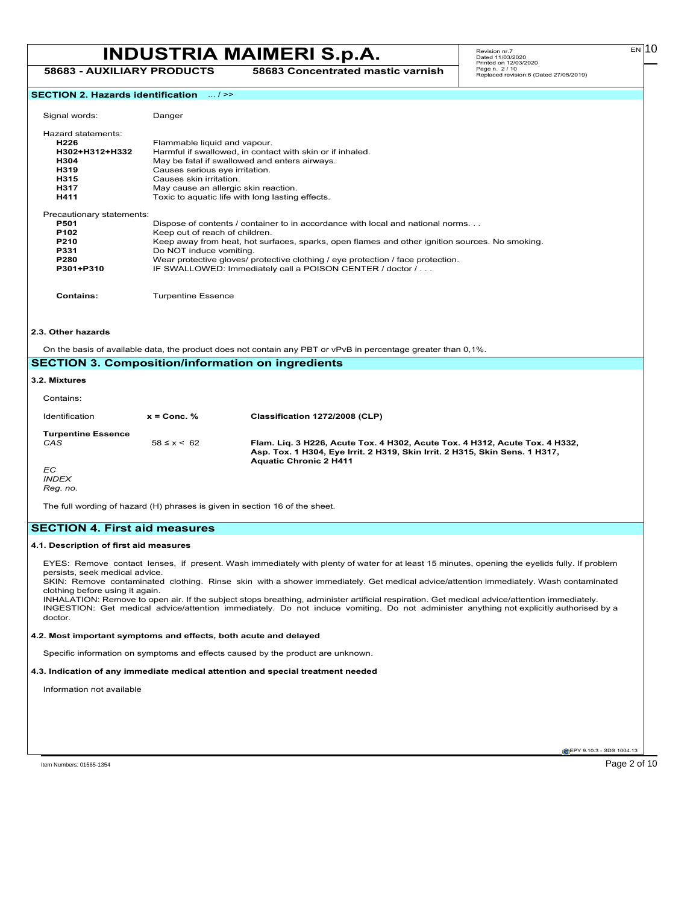## SECTION 2. Hazards identification ... / >>

Signal words: Danger

Hazard statements:

| | |
|---|---|
| **H226** | Flammable liquid and vapour. |
| **H302+H312+H332** | Harmful if swallowed, in contact with skin or if inhaled. |
| **H304** | May be fatal if swallowed and enters airways. |
| **H319** | Causes serious eye irritation. |
| **H315** | Causes skin irritation. |
| **H317** | May cause an allergic skin reaction. |
| **H411** | Toxic to aquatic life with long lasting effects. |

Precautionary statements:

| | |
|---|---|
| **P501** | Dispose of contents / container to in accordance with local and national norms. . . |
| **P102** | Keep out of reach of children. |
| **P210** | Keep away from heat, hot surfaces, sparks, open flames and other ignition sources. No smoking. |
| **P331** | Do NOT induce vomiting. |
| **P280** | Wear protective gloves/ protective clothing / eye protection / face protection. |
| **P301+P310** | IF SWALLOWED: Immediately call a POISON CENTER / doctor / . . . |

**Contains:** Turpentine Essence

### 2.3. Other hazards

On the basis of available data, the product does not contain any PBT or vPvB in percentage greater than 0,1%.

## SECTION 3. Composition/information on ingredients

### 3.2. Mixtures

Contains:

| Identification | x = Conc. % | Classification 1272/2008 (CLP) |
|---|---|---|
| **Turpentine Essence** | | |
| *CAS* | 58 ≤ x < 62 | **Flam. Liq. 3 H226, Acute Tox. 4 H302, Acute Tox. 4 H312, Acute Tox. 4 H332, Asp. Tox. 1 H304, Eye Irrit. 2 H319, Skin Irrit. 2 H315, Skin Sens. 1 H317, Aquatic Chronic 2 H411** |
| *EC* | | |
| *INDEX* | | |
| *Reg. no.* | | |

The full wording of hazard (H) phrases is given in section 16 of the sheet.

## SECTION 4. First aid measures

### 4.1. Description of first aid measures

EYES: Remove contact lenses, if present. Wash immediately with plenty of water for at least 15 minutes, opening the eyelids fully. If problem persists, seek medical advice.
SKIN: Remove contaminated clothing. Rinse skin with a shower immediately. Get medical advice/attention immediately. Wash contaminated clothing before using it again.
INHALATION: Remove to open air. If the subject stops breathing, administer artificial respiration. Get medical advice/attention immediately.
INGESTION: Get medical advice/attention immediately. Do not induce vomiting. Do not administer anything not explicitly authorised by a doctor.

### 4.2. Most important symptoms and effects, both acute and delayed

Specific information on symptoms and effects caused by the product are unknown.

### 4.3. Indication of any immediate medical attention and special treatment needed

Information not available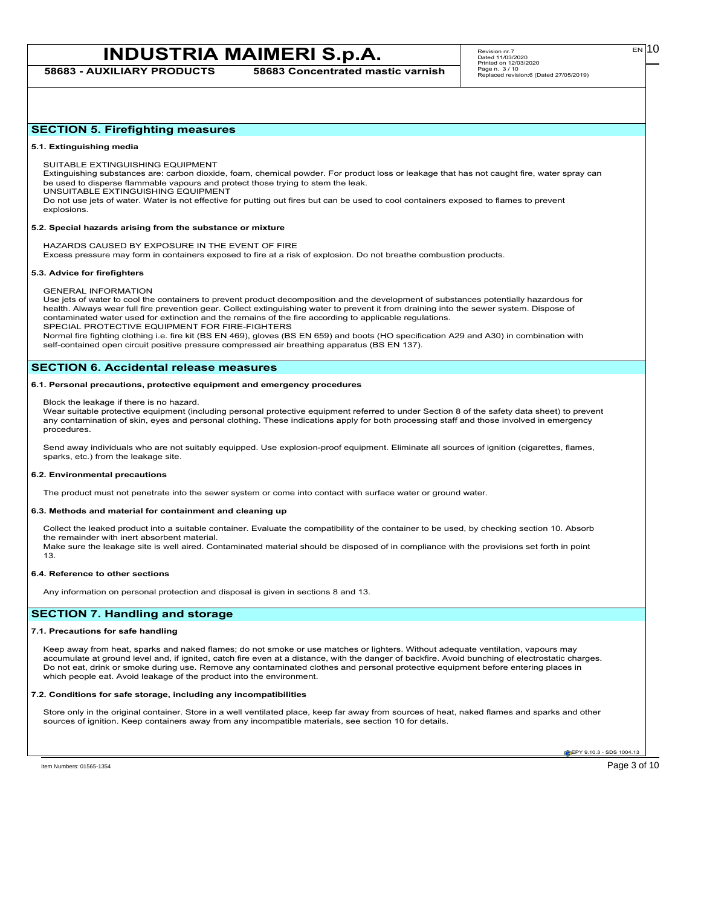## SECTION 5. Firefighting measures

### 5.1. Extinguishing media

SUITABLE EXTINGUISHING EQUIPMENT
Extinguishing substances are: carbon dioxide, foam, chemical powder. For product loss or leakage that has not caught fire, water spray can be used to disperse flammable vapours and protect those trying to stem the leak.
UNSUITABLE EXTINGUISHING EQUIPMENT
Do not use jets of water. Water is not effective for putting out fires but can be used to cool containers exposed to flames to prevent explosions.

### 5.2. Special hazards arising from the substance or mixture

HAZARDS CAUSED BY EXPOSURE IN THE EVENT OF FIRE
Excess pressure may form in containers exposed to fire at a risk of explosion. Do not breathe combustion products.

### 5.3. Advice for firefighters

GENERAL INFORMATION
Use jets of water to cool the containers to prevent product decomposition and the development of substances potentially hazardous for health. Always wear full fire prevention gear. Collect extinguishing water to prevent it from draining into the sewer system. Dispose of contaminated water used for extinction and the remains of the fire according to applicable regulations.
SPECIAL PROTECTIVE EQUIPMENT FOR FIRE-FIGHTERS
Normal fire fighting clothing i.e. fire kit (BS EN 469), gloves (BS EN 659) and boots (HO specification A29 and A30) in combination with self-contained open circuit positive pressure compressed air breathing apparatus (BS EN 137).

## SECTION 6. Accidental release measures

### 6.1. Personal precautions, protective equipment and emergency procedures

Block the leakage if there is no hazard.
Wear suitable protective equipment (including personal protective equipment referred to under Section 8 of the safety data sheet) to prevent any contamination of skin, eyes and personal clothing. These indications apply for both processing staff and those involved in emergency procedures.

Send away individuals who are not suitably equipped. Use explosion-proof equipment. Eliminate all sources of ignition (cigarettes, flames, sparks, etc.) from the leakage site.

### 6.2. Environmental precautions

The product must not penetrate into the sewer system or come into contact with surface water or ground water.

### 6.3. Methods and material for containment and cleaning up

Collect the leaked product into a suitable container. Evaluate the compatibility of the container to be used, by checking section 10. Absorb the remainder with inert absorbent material.
Make sure the leakage site is well aired. Contaminated material should be disposed of in compliance with the provisions set forth in point 13.

### 6.4. Reference to other sections

Any information on personal protection and disposal is given in sections 8 and 13.

## SECTION 7. Handling and storage

### 7.1. Precautions for safe handling

Keep away from heat, sparks and naked flames; do not smoke or use matches or lighters. Without adequate ventilation, vapours may accumulate at ground level and, if ignited, catch fire even at a distance, with the danger of backfire. Avoid bunching of electrostatic charges. Do not eat, drink or smoke during use. Remove any contaminated clothes and personal protective equipment before entering places in which people eat. Avoid leakage of the product into the environment.

### 7.2. Conditions for safe storage, including any incompatibilities

Store only in the original container. Store in a well ventilated place, keep far away from sources of heat, naked flames and sparks and other sources of ignition. Keep containers away from any incompatible materials, see section 10 for details.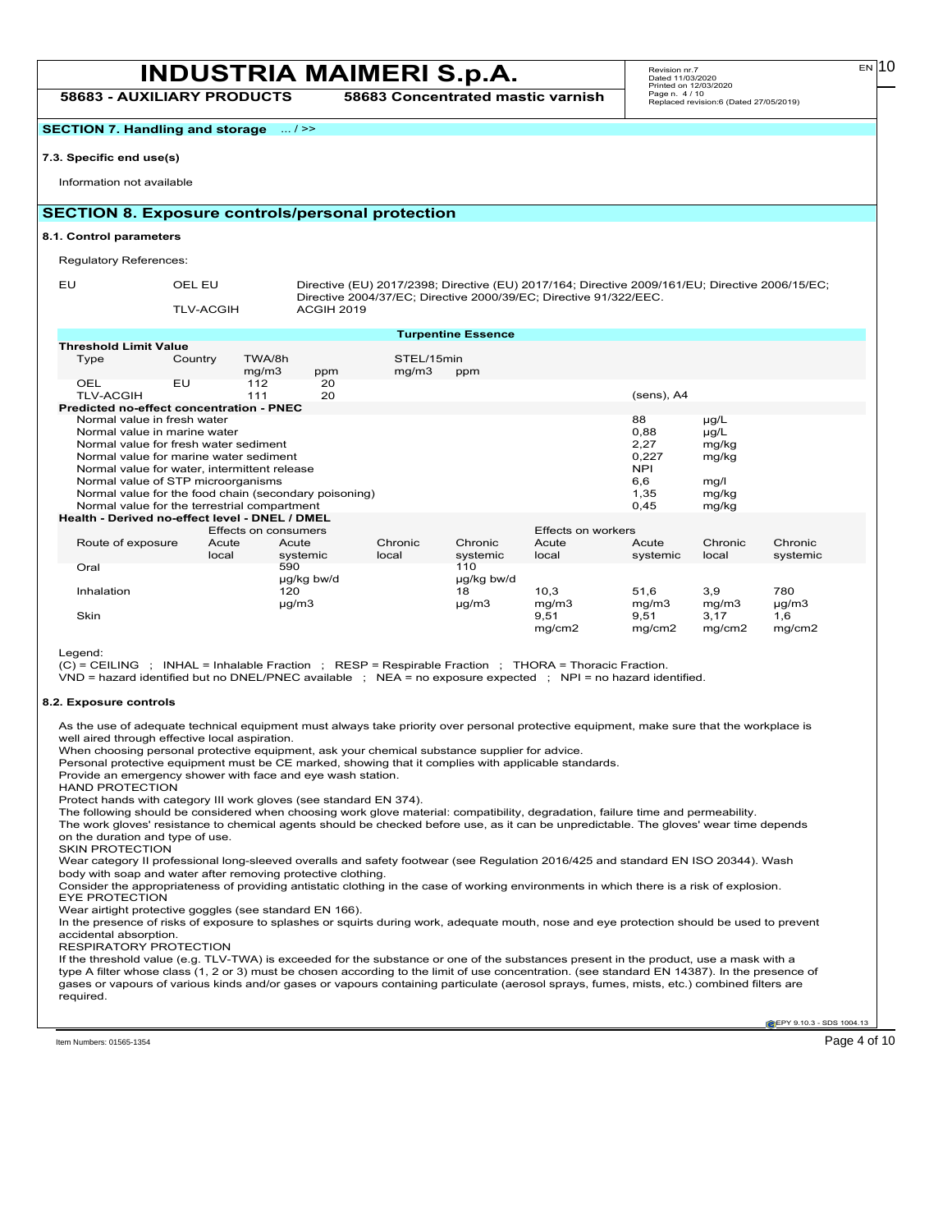## SECTION 7. Handling and storage ... / >>

**7.3. Specific end use(s)**

Information not available

## SECTION 8. Exposure controls/personal protection

**8.1. Control parameters**

Regulatory References:

| | | |
|---|---|---|
| EU | OEL EU | Directive (EU) 2017/2398; Directive (EU) 2017/164; Directive 2009/161/EU; Directive 2006/15/EC; Directive 2004/37/EC; Directive 2000/39/EC; Directive 91/322/EEC. |
| | TLV-ACGIH | ACGIH 2019 |

**Turpentine Essence**

**Threshold Limit Value**

| Type | Country | TWA/8h mg/m3 | TWA/8h ppm | STEL/15min mg/m3 | STEL/15min ppm | |
|---|---|---|---|---|---|---|
| OEL | EU | 112 | 20 | | | |
| TLV-ACGIH | | 111 | 20 | | | (sens), A4 |

**Predicted no-effect concentration - PNEC**

| | | |
|---|---|---|
| Normal value in fresh water | 88 | µg/L |
| Normal value in marine water | 0,88 | µg/L |
| Normal value for fresh water sediment | 2,27 | mg/kg |
| Normal value for marine water sediment | 0,227 | mg/kg |
| Normal value for water, intermittent release | NPI | |
| Normal value of STP microorganisms | 6,6 | mg/l |
| Normal value for the food chain (secondary poisoning) | 1,35 | mg/kg |
| Normal value for the terrestrial compartment | 0,45 | mg/kg |

**Health - Derived no-effect level - DNEL / DMEL**

| | Effects on consumers | | | | Effects on workers | | | |
|---|---|---|---|---|---|---|---|---|
| Route of exposure | Acute local | Acute systemic | Chronic local | Chronic systemic | Acute local | Acute systemic | Chronic local | Chronic systemic |
| Oral | | 590 µg/kg bw/d | | 110 µg/kg bw/d | | | | |
| Inhalation | | 120 µg/m3 | | 18 µg/m3 | 10,3 mg/m3 | 51,6 mg/m3 | 3,9 mg/m3 | 780 µg/m3 |
| Skin | | | | | 9,51 mg/cm2 | 9,51 mg/cm2 | 3,17 mg/cm2 | 1,6 mg/cm2 |

Legend:
(C) = CEILING ; INHAL = Inhalable Fraction ; RESP = Respirable Fraction ; THORA = Thoracic Fraction.
VND = hazard identified but no DNEL/PNEC available ; NEA = no exposure expected ; NPI = no hazard identified.

**8.2. Exposure controls**

As the use of adequate technical equipment must always take priority over personal protective equipment, make sure that the workplace is well aired through effective local aspiration.
When choosing personal protective equipment, ask your chemical substance supplier for advice.
Personal protective equipment must be CE marked, showing that it complies with applicable standards.
Provide an emergency shower with face and eye wash station.

HAND PROTECTION
Protect hands with category III work gloves (see standard EN 374).
The following should be considered when choosing work glove material: compatibility, degradation, failure time and permeability.
The work gloves' resistance to chemical agents should be checked before use, as it can be unpredictable. The gloves' wear time depends on the duration and type of use.

SKIN PROTECTION
Wear category II professional long-sleeved overalls and safety footwear (see Regulation 2016/425 and standard EN ISO 20344). Wash body with soap and water after removing protective clothing.
Consider the appropriateness of providing antistatic clothing in the case of working environments in which there is a risk of explosion.

EYE PROTECTION
Wear airtight protective goggles (see standard EN 166).
In the presence of risks of exposure to splashes or squirts during work, adequate mouth, nose and eye protection should be used to prevent accidental absorption.

RESPIRATORY PROTECTION
If the threshold value (e.g. TLV-TWA) is exceeded for the substance or one of the substances present in the product, use a mask with a type A filter whose class (1, 2 or 3) must be chosen according to the limit of use concentration. (see standard EN 14387). In the presence of gases or vapours of various kinds and/or gases or vapours containing particulate (aerosol sprays, fumes, mists, etc.) combined filters are required.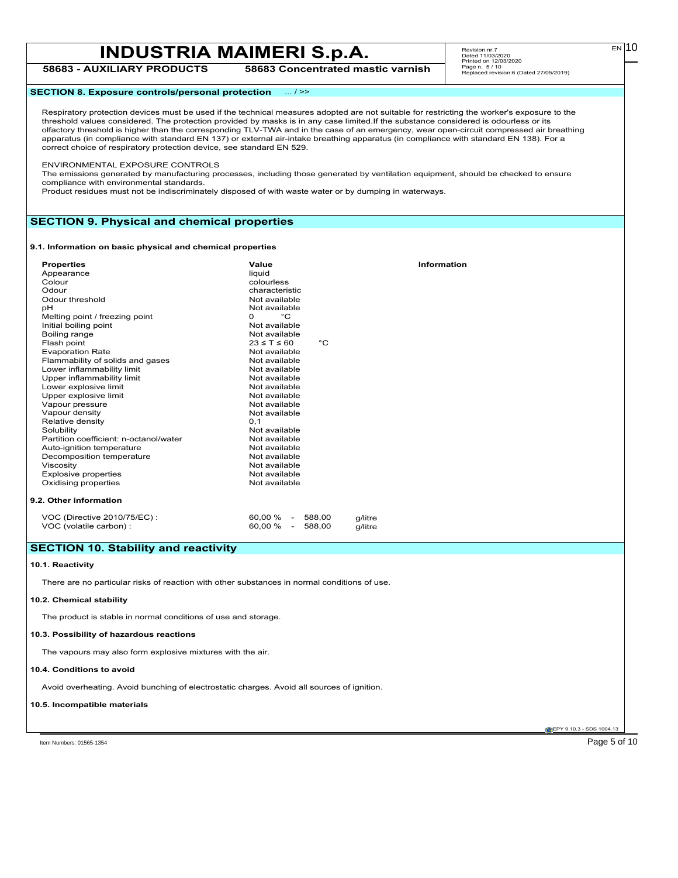## SECTION 8. Exposure controls/personal protection ... / >>

Respiratory protection devices must be used if the technical measures adopted are not suitable for restricting the worker's exposure to the threshold values considered. The protection provided by masks is in any case limited.If the substance considered is odourless or its olfactory threshold is higher than the corresponding TLV-TWA and in the case of an emergency, wear open-circuit compressed air breathing apparatus (in compliance with standard EN 137) or external air-intake breathing apparatus (in compliance with standard EN 138). For a correct choice of respiratory protection device, see standard EN 529.

ENVIRONMENTAL EXPOSURE CONTROLS

The emissions generated by manufacturing processes, including those generated by ventilation equipment, should be checked to ensure compliance with environmental standards.

Product residues must not be indiscriminately disposed of with waste water or by dumping in waterways.

## SECTION 9. Physical and chemical properties

### 9.1. Information on basic physical and chemical properties

| Properties | Value | Information |
|---|---|---|
| Appearance | liquid | |
| Colour | colourless | |
| Odour | characteristic | |
| Odour threshold | Not available | |
| pH | Not available | |
| Melting point / freezing point | 0 °C | |
| Initial boiling point | Not available | |
| Boiling range | Not available | |
| Flash point | 23 ≤ T ≤ 60 °C | |
| Evaporation Rate | Not available | |
| Flammability of solids and gases | Not available | |
| Lower inflammability limit | Not available | |
| Upper inflammability limit | Not available | |
| Lower explosive limit | Not available | |
| Upper explosive limit | Not available | |
| Vapour pressure | Not available | |
| Vapour density | Not available | |
| Relative density | 0,1 | |
| Solubility | Not available | |
| Partition coefficient: n-octanol/water | Not available | |
| Auto-ignition temperature | Not available | |
| Decomposition temperature | Not available | |
| Viscosity | Not available | |
| Explosive properties | Not available | |
| Oxidising properties | Not available | |

### 9.2. Other information

| | | |
|---|---|---|
| VOC (Directive 2010/75/EC) : | 60,00 % - 588,00 | g/litre |
| VOC (volatile carbon) : | 60,00 % - 588,00 | g/litre |

## SECTION 10. Stability and reactivity

### 10.1. Reactivity

There are no particular risks of reaction with other substances in normal conditions of use.

### 10.2. Chemical stability

The product is stable in normal conditions of use and storage.

### 10.3. Possibility of hazardous reactions

The vapours may also form explosive mixtures with the air.

### 10.4. Conditions to avoid

Avoid overheating. Avoid bunching of electrostatic charges. Avoid all sources of ignition.

### 10.5. Incompatible materials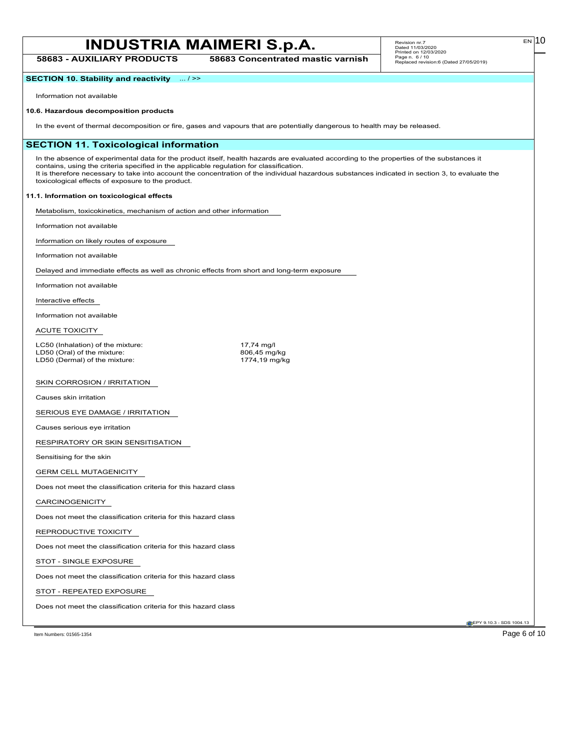## SECTION 10. Stability and reactivity ... / >>

Information not available

**10.6. Hazardous decomposition products**

In the event of thermal decomposition or fire, gases and vapours that are potentially dangerous to health may be released.

## SECTION 11. Toxicological information

In the absence of experimental data for the product itself, health hazards are evaluated according to the properties of the substances it contains, using the criteria specified in the applicable regulation for classification.
It is therefore necessary to take into account the concentration of the individual hazardous substances indicated in section 3, to evaluate the toxicological effects of exposure to the product.

**11.1. Information on toxicological effects**

Metabolism, toxicokinetics, mechanism of action and other information

Information not available

Information on likely routes of exposure

Information not available

Delayed and immediate effects as well as chronic effects from short and long-term exposure

Information not available

Interactive effects

Information not available

ACUTE TOXICITY

| | |
|---|---|
| LC50 (Inhalation) of the mixture: | 17,74 mg/l |
| LD50 (Oral) of the mixture: | 806,45 mg/kg |
| LD50 (Dermal) of the mixture: | 1774,19 mg/kg |

SKIN CORROSION / IRRITATION

Causes skin irritation

SERIOUS EYE DAMAGE / IRRITATION

Causes serious eye irritation

RESPIRATORY OR SKIN SENSITISATION

Sensitising for the skin

GERM CELL MUTAGENICITY

Does not meet the classification criteria for this hazard class

CARCINOGENICITY

Does not meet the classification criteria for this hazard class

REPRODUCTIVE TOXICITY

Does not meet the classification criteria for this hazard class

STOT - SINGLE EXPOSURE

Does not meet the classification criteria for this hazard class

STOT - REPEATED EXPOSURE

Does not meet the classification criteria for this hazard class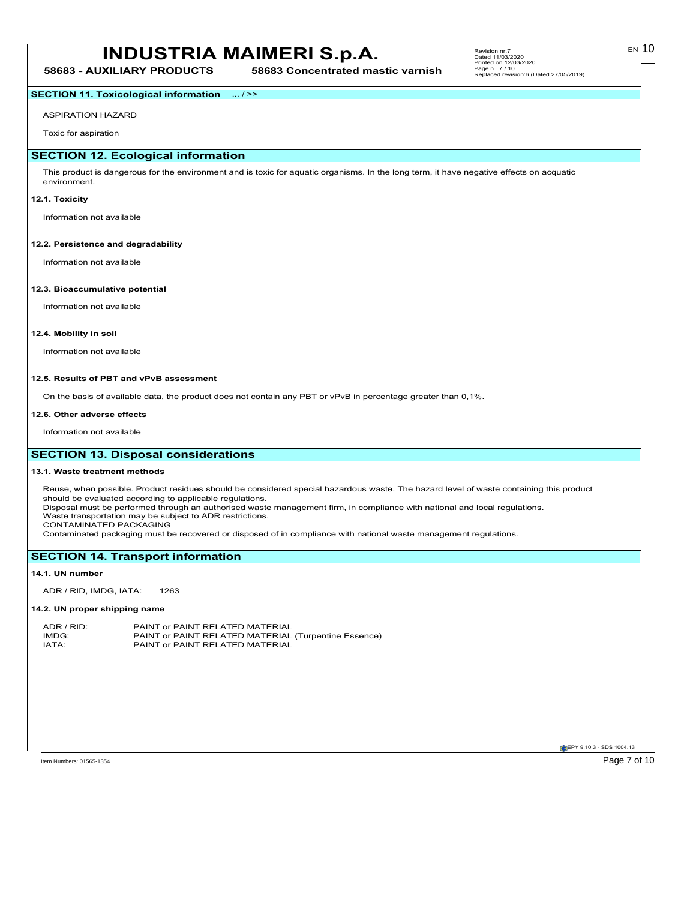**SECTION 11. Toxicological information** ... / >>

ASPIRATION HAZARD

Toxic for aspiration

## SECTION 12. Ecological information

This product is dangerous for the environment and is toxic for aquatic organisms. In the long term, it have negative effects on acquatic environment.

### 12.1. Toxicity

Information not available

### 12.2. Persistence and degradability

Information not available

### 12.3. Bioaccumulative potential

Information not available

### 12.4. Mobility in soil

Information not available

### 12.5. Results of PBT and vPvB assessment

On the basis of available data, the product does not contain any PBT or vPvB in percentage greater than 0,1%.

### 12.6. Other adverse effects

Information not available

## SECTION 13. Disposal considerations

### 13.1. Waste treatment methods

Reuse, when possible. Product residues should be considered special hazardous waste. The hazard level of waste containing this product should be evaluated according to applicable regulations.
Disposal must be performed through an authorised waste management firm, in compliance with national and local regulations.
Waste transportation may be subject to ADR restrictions.
CONTAMINATED PACKAGING
Contaminated packaging must be recovered or disposed of in compliance with national waste management regulations.

## SECTION 14. Transport information

### 14.1. UN number

ADR / RID, IMDG, IATA: 1263

### 14.2. UN proper shipping name

| | |
|---|---|
| ADR / RID: | PAINT or PAINT RELATED MATERIAL |
| IMDG: | PAINT or PAINT RELATED MATERIAL (Turpentine Essence) |
| IATA: | PAINT or PAINT RELATED MATERIAL |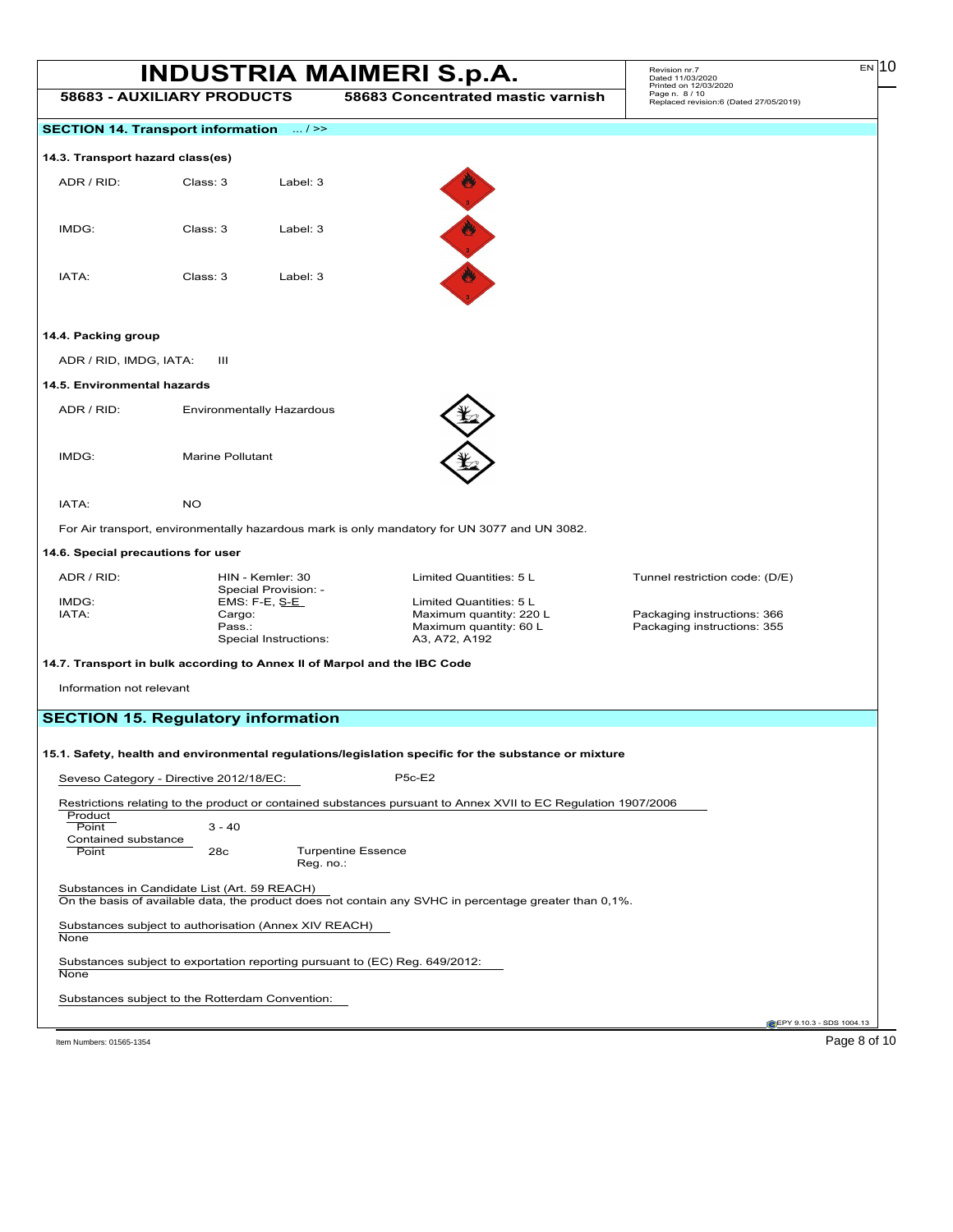## SECTION 14. Transport information ... / >>

### 14.3. Transport hazard class(es)

| | | |
|---|---|---|
| ADR / RID: | Class: 3 | Label: 3 |
| IMDG: | Class: 3 | Label: 3 |
| IATA: | Class: 3 | Label: 3 |

### 14.4. Packing group

ADR / RID, IMDG, IATA: III

### 14.5. Environmental hazards

| | |
|---|---|
| ADR / RID: | Environmentally Hazardous |
| IMDG: | Marine Pollutant |
| IATA: | NO |

For Air transport, environmentally hazardous mark is only mandatory for UN 3077 and UN 3082.

### 14.6. Special precautions for user

| | | | |
|---|---|---|---|
| ADR / RID: | HIN - Kemler: 30 | Limited Quantities: 5 L | Tunnel restriction code: (D/E) |
| | Special Provision: - | | |
| IMDG: | EMS: F-E, S-E | Limited Quantities: 5 L | |
| IATA: | Cargo: | Maximum quantity: 220 L | Packaging instructions: 366 |
| | Pass.: | Maximum quantity: 60 L | Packaging instructions: 355 |
| | Special Instructions: | A3, A72, A192 | |

### 14.7. Transport in bulk according to Annex II of Marpol and the IBC Code

Information not relevant

## SECTION 15. Regulatory information

### 15.1. Safety, health and environmental regulations/legislation specific for the substance or mixture

Seveso Category - Directive 2012/18/EC: P5c-E2

Restrictions relating to the product or contained substances pursuant to Annex XVII to EC Regulation 1907/2006

Product
Point 3 - 40

Contained substance
Point 28c Turpentine Essence
Reg. no.:

Substances in Candidate List (Art. 59 REACH)
On the basis of available data, the product does not contain any SVHC in percentage greater than 0,1%.

Substances subject to authorisation (Annex XIV REACH)
None

Substances subject to exportation reporting pursuant to (EC) Reg. 649/2012:
None

Substances subject to the Rotterdam Convention: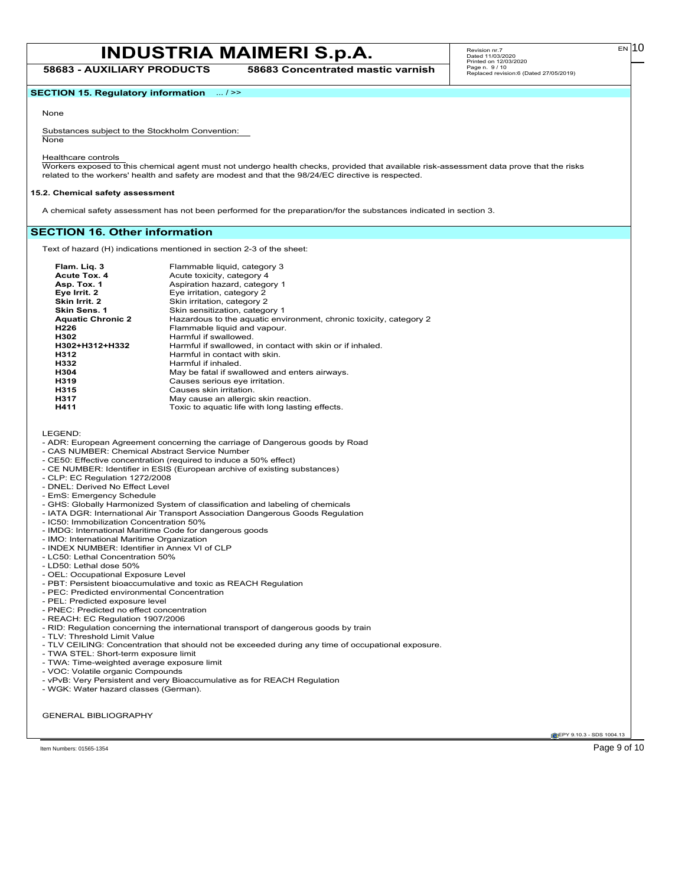## SECTION 15. Regulatory information ... / >>

None

Substances subject to the Stockholm Convention:
None

Healthcare controls
Workers exposed to this chemical agent must not undergo health checks, provided that available risk-assessment data prove that the risks related to the workers' health and safety are modest and that the 98/24/EC directive is respected.

### 15.2. Chemical safety assessment

A chemical safety assessment has not been performed for the preparation/for the substances indicated in section 3.

## SECTION 16. Other information

Text of hazard (H) indications mentioned in section 2-3 of the sheet:

| | |
|---|---|
| **Flam. Liq. 3** | Flammable liquid, category 3 |
| **Acute Tox. 4** | Acute toxicity, category 4 |
| **Asp. Tox. 1** | Aspiration hazard, category 1 |
| **Eye Irrit. 2** | Eye irritation, category 2 |
| **Skin Irrit. 2** | Skin irritation, category 2 |
| **Skin Sens. 1** | Skin sensitization, category 1 |
| **Aquatic Chronic 2** | Hazardous to the aquatic environment, chronic toxicity, category 2 |
| **H226** | Flammable liquid and vapour. |
| **H302** | Harmful if swallowed. |
| **H302+H312+H332** | Harmful if swallowed, in contact with skin or if inhaled. |
| **H312** | Harmful in contact with skin. |
| **H332** | Harmful if inhaled. |
| **H304** | May be fatal if swallowed and enters airways. |
| **H319** | Causes serious eye irritation. |
| **H315** | Causes skin irritation. |
| **H317** | May cause an allergic skin reaction. |
| **H411** | Toxic to aquatic life with long lasting effects. |

LEGEND:

- ADR: European Agreement concerning the carriage of Dangerous goods by Road
- CAS NUMBER: Chemical Abstract Service Number
- CE50: Effective concentration (required to induce a 50% effect)
- CE NUMBER: Identifier in ESIS (European archive of existing substances)
- CLP: EC Regulation 1272/2008
- DNEL: Derived No Effect Level
- EmS: Emergency Schedule
- GHS: Globally Harmonized System of classification and labeling of chemicals
- IATA DGR: International Air Transport Association Dangerous Goods Regulation
- IC50: Immobilization Concentration 50%
- IMDG: International Maritime Code for dangerous goods
- IMO: International Maritime Organization
- INDEX NUMBER: Identifier in Annex VI of CLP
- LC50: Lethal Concentration 50%
- LD50: Lethal dose 50%
- OEL: Occupational Exposure Level
- PBT: Persistent bioaccumulative and toxic as REACH Regulation
- PEC: Predicted environmental Concentration
- PEL: Predicted exposure level
- PNEC: Predicted no effect concentration
- REACH: EC Regulation 1907/2006
- RID: Regulation concerning the international transport of dangerous goods by train
- TLV: Threshold Limit Value
- TLV CEILING: Concentration that should not be exceeded during any time of occupational exposure.
- TWA STEL: Short-term exposure limit
- TWA: Time-weighted average exposure limit
- VOC: Volatile organic Compounds
- vPvB: Very Persistent and very Bioaccumulative as for REACH Regulation
- WGK: Water hazard classes (German).

GENERAL BIBLIOGRAPHY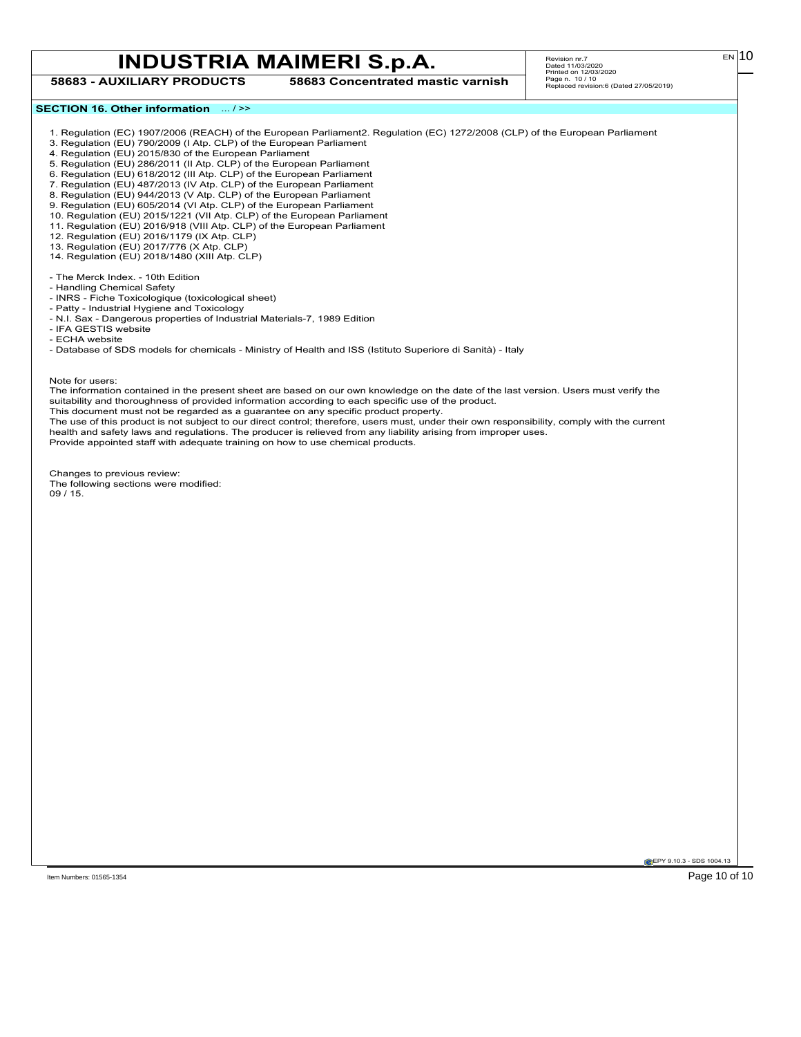## SECTION 16. Other information ... / >>

1. Regulation (EC) 1907/2006 (REACH) of the European Parliament2. Regulation (EC) 1272/2008 (CLP) of the European Parliament
3. Regulation (EU) 790/2009 (I Atp. CLP) of the European Parliament
4. Regulation (EU) 2015/830 of the European Parliament
5. Regulation (EU) 286/2011 (II Atp. CLP) of the European Parliament
6. Regulation (EU) 618/2012 (III Atp. CLP) of the European Parliament
7. Regulation (EU) 487/2013 (IV Atp. CLP) of the European Parliament
8. Regulation (EU) 944/2013 (V Atp. CLP) of the European Parliament
9. Regulation (EU) 605/2014 (VI Atp. CLP) of the European Parliament
10. Regulation (EU) 2015/1221 (VII Atp. CLP) of the European Parliament
11. Regulation (EU) 2016/918 (VIII Atp. CLP) of the European Parliament
12. Regulation (EU) 2016/1179 (IX Atp. CLP)
13. Regulation (EU) 2017/776 (X Atp. CLP)
14. Regulation (EU) 2018/1480 (XIII Atp. CLP)

- The Merck Index. - 10th Edition
- Handling Chemical Safety
- INRS - Fiche Toxicologique (toxicological sheet)
- Patty - Industrial Hygiene and Toxicology
- N.I. Sax - Dangerous properties of Industrial Materials-7, 1989 Edition
- IFA GESTIS website
- ECHA website
- Database of SDS models for chemicals - Ministry of Health and ISS (Istituto Superiore di Sanità) - Italy

Note for users:
The information contained in the present sheet are based on our own knowledge on the date of the last version. Users must verify the suitability and thoroughness of provided information according to each specific use of the product.
This document must not be regarded as a guarantee on any specific product property.
The use of this product is not subject to our direct control; therefore, users must, under their own responsibility, comply with the current health and safety laws and regulations. The producer is relieved from any liability arising from improper uses.
Provide appointed staff with adequate training on how to use chemical products.

Changes to previous review:
The following sections were modified:
09 / 15.